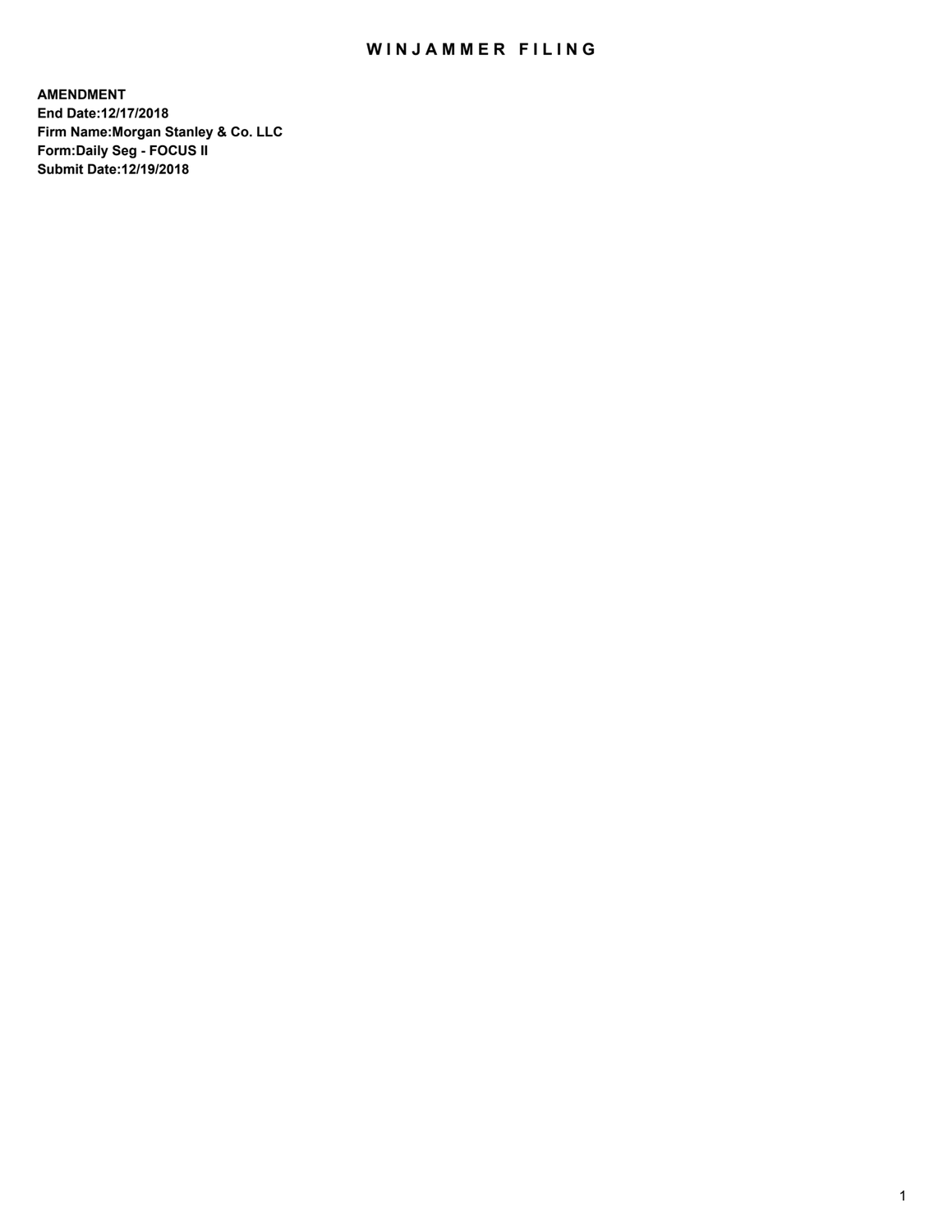# WINJAMMER FILING

**AMENDMENT**
**End Date:12/17/2018**
**Firm Name:Morgan Stanley & Co. LLC**
**Form:Daily Seg - FOCUS II**
**Submit Date:12/19/2018**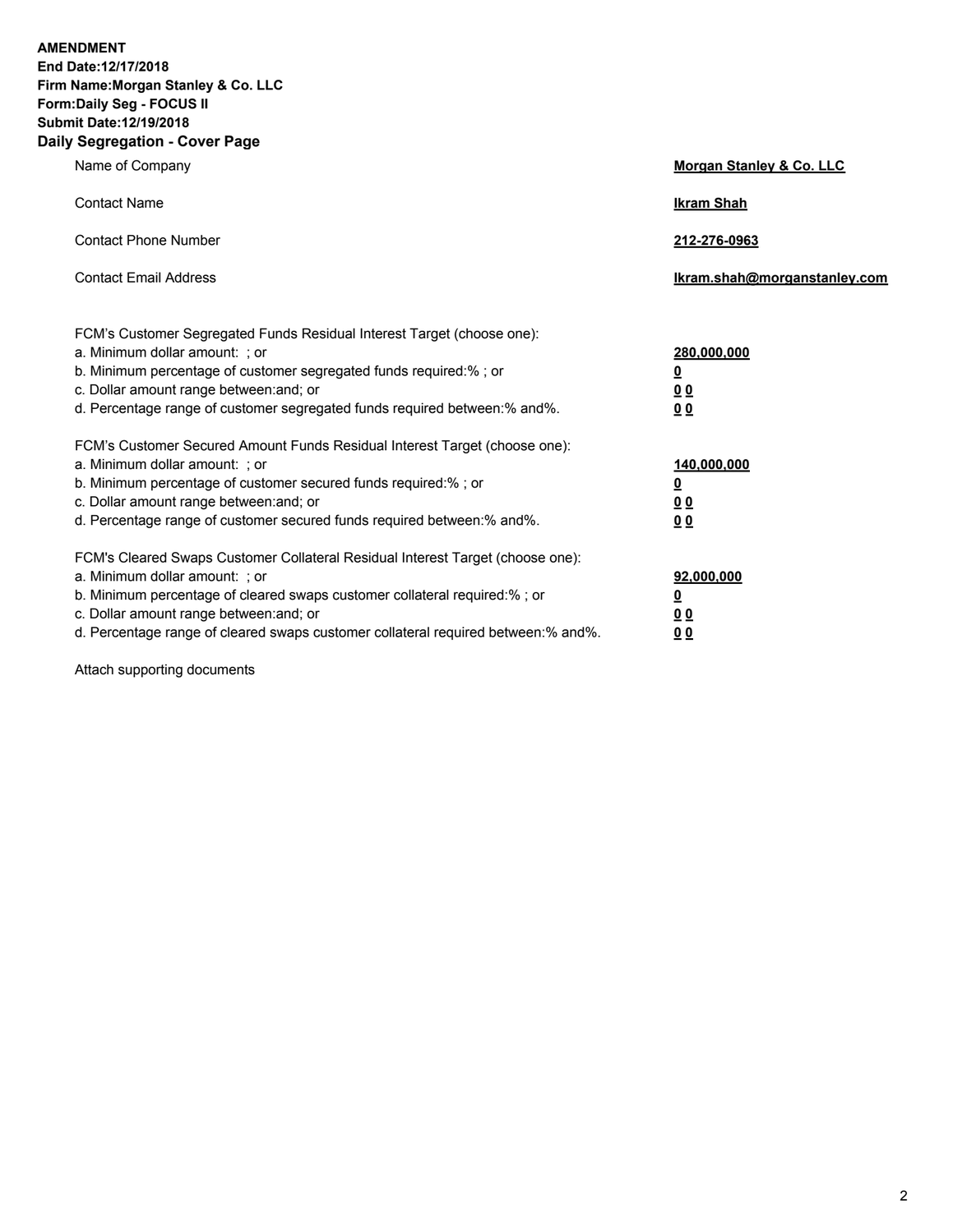**AMENDMENT**
**End Date:12/17/2018**
**Firm Name:Morgan Stanley & Co. LLC**
**Form:Daily Seg - FOCUS II**
**Submit Date:12/19/2018**

## Daily Segregation - Cover Page

| | |
|---|---|
| Name of Company | **Morgan Stanley & Co. LLC** |
| Contact Name | **Ikram Shah** |
| Contact Phone Number | **212-276-0963** |
| Contact Email Address | **Ikram.shah@morganstanley.com** |

FCM's Customer Segregated Funds Residual Interest Target (choose one):

| | |
|---|---|
| a. Minimum dollar amount: ; or | **280,000,000** |
| b. Minimum percentage of customer segregated funds required:% ; or | **0** |
| c. Dollar amount range between:and; or | **0 0** |
| d. Percentage range of customer segregated funds required between:% and%. | **0 0** |

FCM's Customer Secured Amount Funds Residual Interest Target (choose one):

| | |
|---|---|
| a. Minimum dollar amount: ; or | **140,000,000** |
| b. Minimum percentage of customer secured funds required:% ; or | **0** |
| c. Dollar amount range between:and; or | **0 0** |
| d. Percentage range of customer secured funds required between:% and%. | **0 0** |

FCM's Cleared Swaps Customer Collateral Residual Interest Target (choose one):

| | |
|---|---|
| a. Minimum dollar amount: ; or | **92,000,000** |
| b. Minimum percentage of cleared swaps customer collateral required:% ; or | **0** |
| c. Dollar amount range between:and; or | **0 0** |
| d. Percentage range of cleared swaps customer collateral required between:% and%. | **0 0** |

Attach supporting documents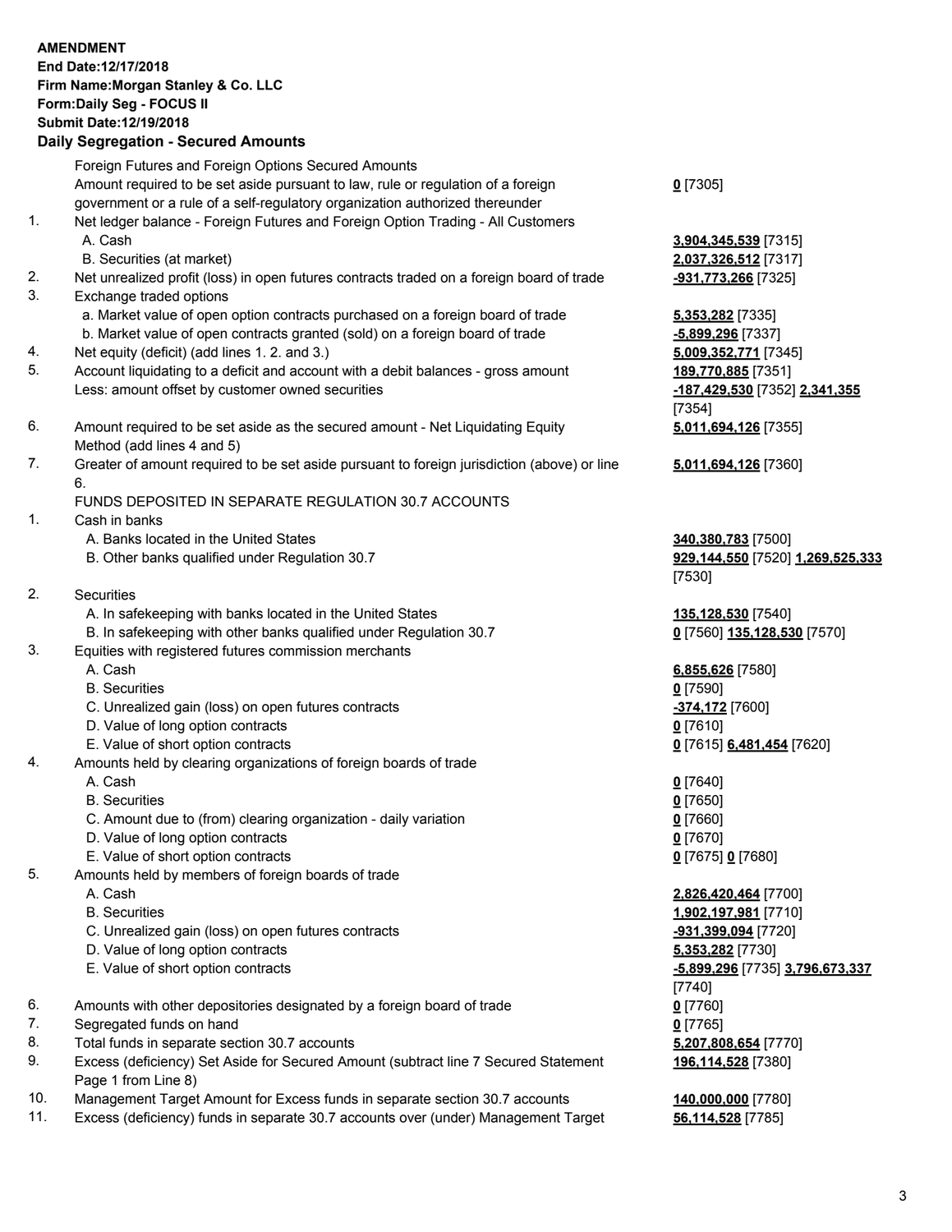**AMENDMENT**
**End Date:12/17/2018**
**Firm Name:Morgan Stanley & Co. LLC**
**Form:Daily Seg - FOCUS II**
**Submit Date:12/19/2018**

## Daily Segregation - Secured Amounts

| | | |
|---|---|---|
| | Foreign Futures and Foreign Options Secured Amounts | |
| | Amount required to be set aside pursuant to law, rule or regulation of a foreign government or a rule of a self-regulatory organization authorized thereunder | 0 [7305] |
| 1. | Net ledger balance - Foreign Futures and Foreign Option Trading - All Customers | |
| | A. Cash | 3,904,345,539 [7315] |
| | B. Securities (at market) | 2,037,326,512 [7317] |
| 2. | Net unrealized profit (loss) in open futures contracts traded on a foreign board of trade | -931,773,266 [7325] |
| 3. | Exchange traded options | |
| | a. Market value of open option contracts purchased on a foreign board of trade | 5,353,282 [7335] |
| | b. Market value of open contracts granted (sold) on a foreign board of trade | -5,899,296 [7337] |
| 4. | Net equity (deficit) (add lines 1. 2. and 3.) | 5,009,352,771 [7345] |
| 5. | Account liquidating to a deficit and account with a debit balances - gross amount | 189,770,885 [7351] |
| | Less: amount offset by customer owned securities | -187,429,530 [7352] 2,341,355 [7354] |
| 6. | Amount required to be set aside as the secured amount - Net Liquidating Equity Method (add lines 4 and 5) | 5,011,694,126 [7355] |
| 7. | Greater of amount required to be set aside pursuant to foreign jurisdiction (above) or line 6. | 5,011,694,126 [7360] |
| | FUNDS DEPOSITED IN SEPARATE REGULATION 30.7 ACCOUNTS | |
| 1. | Cash in banks | |
| | A. Banks located in the United States | 340,380,783 [7500] |
| | B. Other banks qualified under Regulation 30.7 | 929,144,550 [7520] 1,269,525,333 [7530] |
| 2. | Securities | |
| | A. In safekeeping with banks located in the United States | 135,128,530 [7540] |
| | B. In safekeeping with other banks qualified under Regulation 30.7 | 0 [7560] 135,128,530 [7570] |
| 3. | Equities with registered futures commission merchants | |
| | A. Cash | 6,855,626 [7580] |
| | B. Securities | 0 [7590] |
| | C. Unrealized gain (loss) on open futures contracts | -374,172 [7600] |
| | D. Value of long option contracts | 0 [7610] |
| | E. Value of short option contracts | 0 [7615] 6,481,454 [7620] |
| 4. | Amounts held by clearing organizations of foreign boards of trade | |
| | A. Cash | 0 [7640] |
| | B. Securities | 0 [7650] |
| | C. Amount due to (from) clearing organization - daily variation | 0 [7660] |
| | D. Value of long option contracts | 0 [7670] |
| | E. Value of short option contracts | 0 [7675] 0 [7680] |
| 5. | Amounts held by members of foreign boards of trade | |
| | A. Cash | 2,826,420,464 [7700] |
| | B. Securities | 1,902,197,981 [7710] |
| | C. Unrealized gain (loss) on open futures contracts | -931,399,094 [7720] |
| | D. Value of long option contracts | 5,353,282 [7730] |
| | E. Value of short option contracts | -5,899,296 [7735] 3,796,673,337 [7740] |
| 6. | Amounts with other depositories designated by a foreign board of trade | 0 [7760] |
| 7. | Segregated funds on hand | 0 [7765] |
| 8. | Total funds in separate section 30.7 accounts | 5,207,808,654 [7770] |
| 9. | Excess (deficiency) Set Aside for Secured Amount (subtract line 7 Secured Statement Page 1 from Line 8) | 196,114,528 [7380] |
| 10. | Management Target Amount for Excess funds in separate section 30.7 accounts | 140,000,000 [7780] |
| 11. | Excess (deficiency) funds in separate 30.7 accounts over (under) Management Target | 56,114,528 [7785] |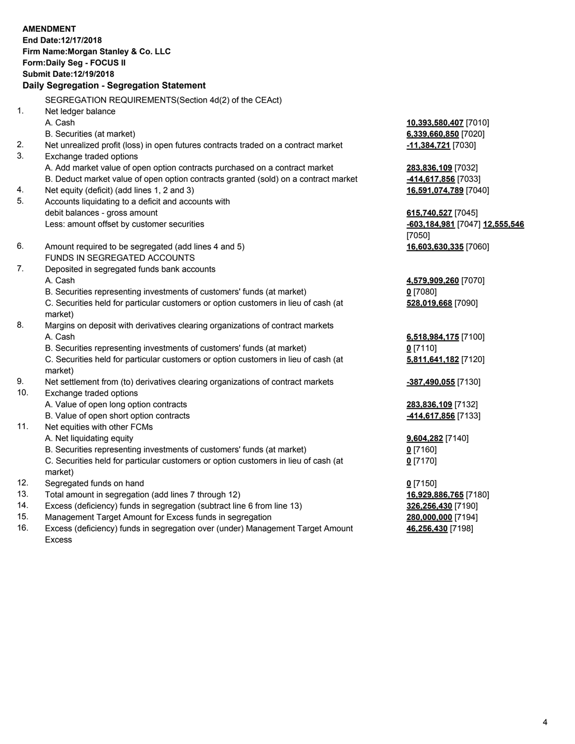**AMENDMENT**
**End Date:12/17/2018**
**Firm Name:Morgan Stanley & Co. LLC**
**Form:Daily Seg - FOCUS II**
**Submit Date:12/19/2018**

## Daily Segregation - Segregation Statement

SEGREGATION REQUIREMENTS(Section 4d(2) of the CEAct)

| | | |
|---|---|---|
| 1. | Net ledger balance | |
| | A. Cash | **10,393,580,407** [7010] |
| | B. Securities (at market) | **6,339,660,850** [7020] |
| 2. | Net unrealized profit (loss) in open futures contracts traded on a contract market | **-11,384,721** [7030] |
| 3. | Exchange traded options | |
| | A. Add market value of open option contracts purchased on a contract market | **283,836,109** [7032] |
| | B. Deduct market value of open option contracts granted (sold) on a contract market | **-414,617,856** [7033] |
| 4. | Net equity (deficit) (add lines 1, 2 and 3) | **16,591,074,789** [7040] |
| 5. | Accounts liquidating to a deficit and accounts with debit balances - gross amount | **615,740,527** [7045] |
| | Less: amount offset by customer securities | **-603,184,981** [7047] **12,555,546** [7050] |
| 6. | Amount required to be segregated (add lines 4 and 5) | **16,603,630,335** [7060] |
| | FUNDS IN SEGREGATED ACCOUNTS | |
| 7. | Deposited in segregated funds bank accounts | |
| | A. Cash | **4,579,909,260** [7070] |
| | B. Securities representing investments of customers' funds (at market) | **0** [7080] |
| | C. Securities held for particular customers or option customers in lieu of cash (at market) | **528,019,668** [7090] |
| 8. | Margins on deposit with derivatives clearing organizations of contract markets | |
| | A. Cash | **6,518,984,175** [7100] |
| | B. Securities representing investments of customers' funds (at market) | **0** [7110] |
| | C. Securities held for particular customers or option customers in lieu of cash (at market) | **5,811,641,182** [7120] |
| 9. | Net settlement from (to) derivatives clearing organizations of contract markets | **-387,490,055** [7130] |
| 10. | Exchange traded options | |
| | A. Value of open long option contracts | **283,836,109** [7132] |
| | B. Value of open short option contracts | **-414,617,856** [7133] |
| 11. | Net equities with other FCMs | |
| | A. Net liquidating equity | **9,604,282** [7140] |
| | B. Securities representing investments of customers' funds (at market) | **0** [7160] |
| | C. Securities held for particular customers or option customers in lieu of cash (at market) | **0** [7170] |
| 12. | Segregated funds on hand | **0** [7150] |
| 13. | Total amount in segregation (add lines 7 through 12) | **16,929,886,765** [7180] |
| 14. | Excess (deficiency) funds in segregation (subtract line 6 from line 13) | **326,256,430** [7190] |
| 15. | Management Target Amount for Excess funds in segregation | **280,000,000** [7194] |
| 16. | Excess (deficiency) funds in segregation over (under) Management Target Amount Excess | **46,256,430** [7198] |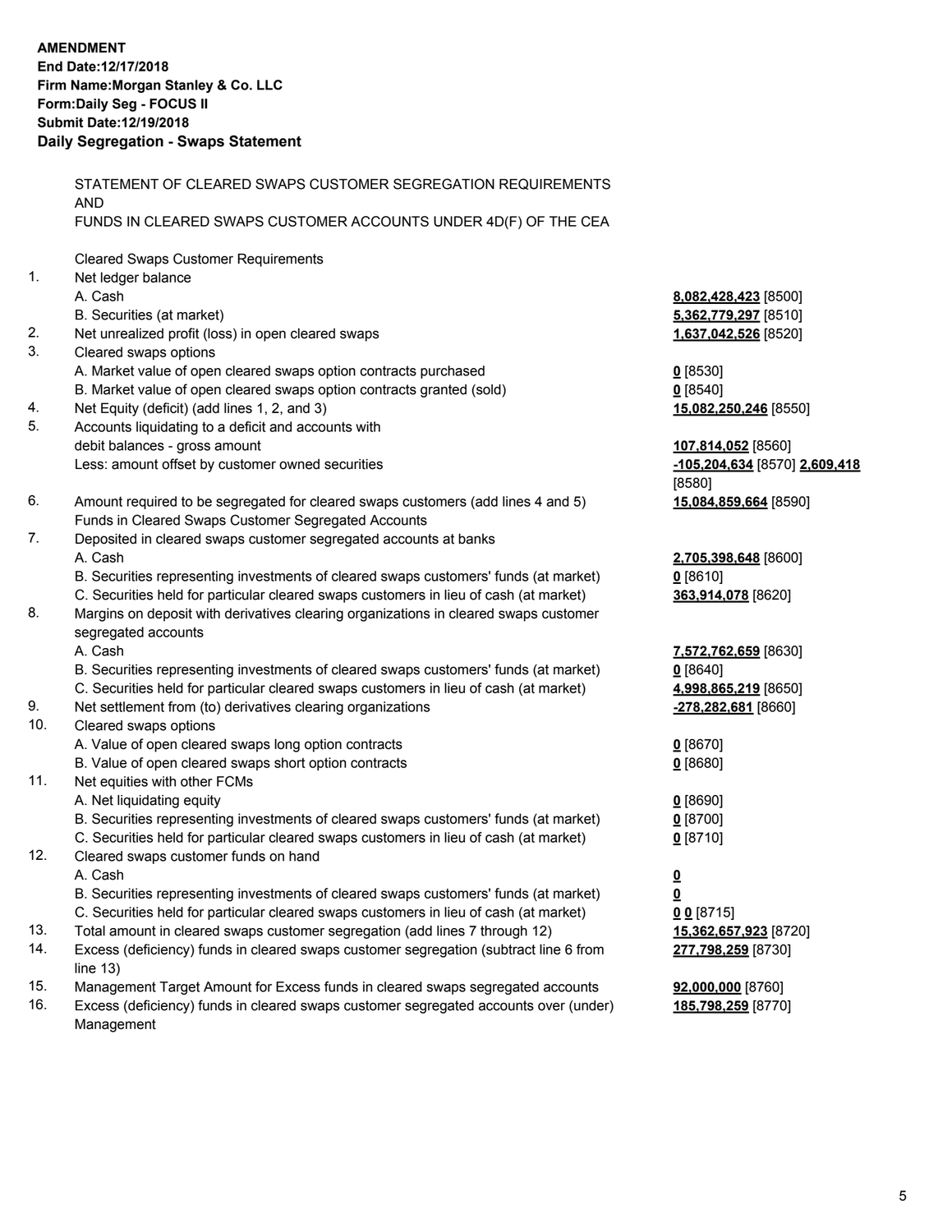**AMENDMENT**
**End Date:12/17/2018**
**Firm Name:Morgan Stanley & Co. LLC**
**Form:Daily Seg - FOCUS II**
**Submit Date:12/19/2018**
**Daily Segregation - Swaps Statement**

STATEMENT OF CLEARED SWAPS CUSTOMER SEGREGATION REQUIREMENTS AND FUNDS IN CLEARED SWAPS CUSTOMER ACCOUNTS UNDER 4D(F) OF THE CEA

| | | |
|---|---|---|
| | Cleared Swaps Customer Requirements | |
| 1. | Net ledger balance | |
| | A. Cash | **8,082,428,423** [8500] |
| | B. Securities (at market) | **5,362,779,297** [8510] |
| 2. | Net unrealized profit (loss) in open cleared swaps | **1,637,042,526** [8520] |
| 3. | Cleared swaps options | |
| | A. Market value of open cleared swaps option contracts purchased | **0** [8530] |
| | B. Market value of open cleared swaps option contracts granted (sold) | **0** [8540] |
| 4. | Net Equity (deficit) (add lines 1, 2, and 3) | **15,082,250,246** [8550] |
| 5. | Accounts liquidating to a deficit and accounts with debit balances - gross amount | **107,814,052** [8560] |
| | Less: amount offset by customer owned securities | **-105,204,634** [8570] **2,609,418** [8580] |
| 6. | Amount required to be segregated for cleared swaps customers (add lines 4 and 5) | **15,084,859,664** [8590] |
| | Funds in Cleared Swaps Customer Segregated Accounts | |
| 7. | Deposited in cleared swaps customer segregated accounts at banks | |
| | A. Cash | **2,705,398,648** [8600] |
| | B. Securities representing investments of cleared swaps customers' funds (at market) | **0** [8610] |
| | C. Securities held for particular cleared swaps customers in lieu of cash (at market) | **363,914,078** [8620] |
| 8. | Margins on deposit with derivatives clearing organizations in cleared swaps customer segregated accounts | |
| | A. Cash | **7,572,762,659** [8630] |
| | B. Securities representing investments of cleared swaps customers' funds (at market) | **0** [8640] |
| | C. Securities held for particular cleared swaps customers in lieu of cash (at market) | **4,998,865,219** [8650] |
| 9. | Net settlement from (to) derivatives clearing organizations | **-278,282,681** [8660] |
| 10. | Cleared swaps options | |
| | A. Value of open cleared swaps long option contracts | **0** [8670] |
| | B. Value of open cleared swaps short option contracts | **0** [8680] |
| 11. | Net equities with other FCMs | |
| | A. Net liquidating equity | **0** [8690] |
| | B. Securities representing investments of cleared swaps customers' funds (at market) | **0** [8700] |
| | C. Securities held for particular cleared swaps customers in lieu of cash (at market) | **0** [8710] |
| 12. | Cleared swaps customer funds on hand | |
| | A. Cash | **0** |
| | B. Securities representing investments of cleared swaps customers' funds (at market) | **0** |
| | C. Securities held for particular cleared swaps customers in lieu of cash (at market) | **0** **0** [8715] |
| 13. | Total amount in cleared swaps customer segregation (add lines 7 through 12) | **15,362,657,923** [8720] |
| 14. | Excess (deficiency) funds in cleared swaps customer segregation (subtract line 6 from line 13) | **277,798,259** [8730] |
| 15. | Management Target Amount for Excess funds in cleared swaps segregated accounts | **92,000,000** [8760] |
| 16. | Excess (deficiency) funds in cleared swaps customer segregated accounts over (under) Management | **185,798,259** [8770] |